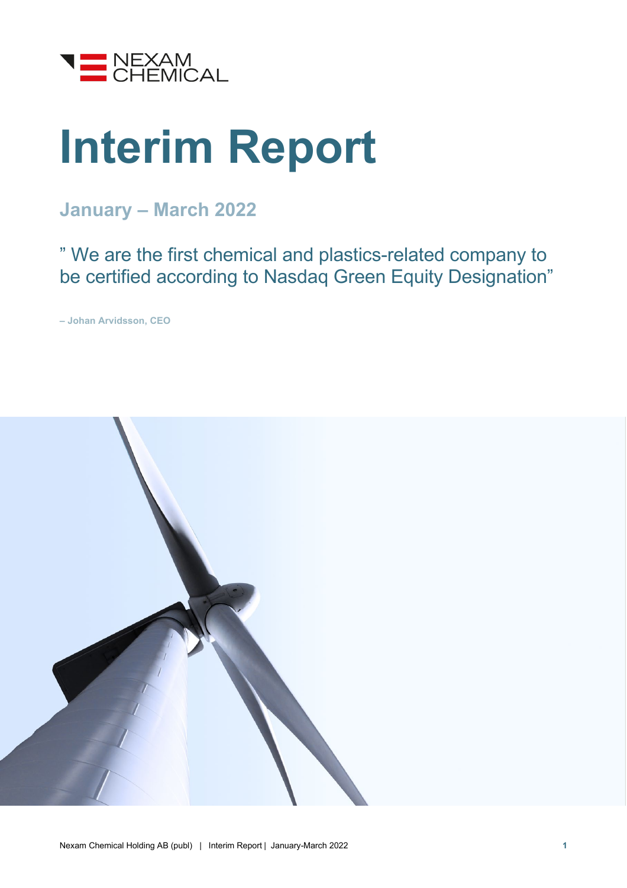NEXAM CHEMICAL

# Interim Report

## January – March 2022

” We are the first chemical and plastics-related company to be certified according to Nasdaq Green Equity Designation”

**– Johan Arvidsson, CEO**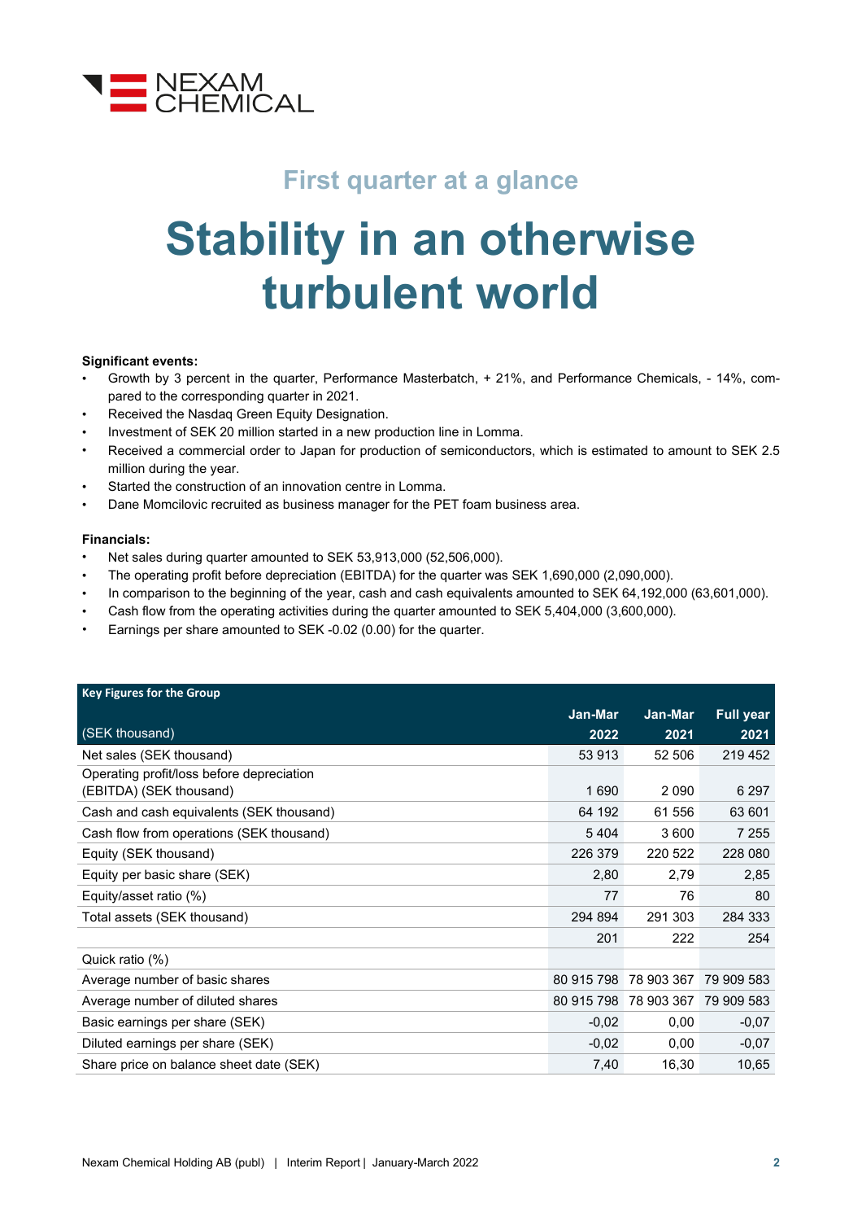## First quarter at a glance

# Stability in an otherwise turbulent world

**Significant events:**

- Growth by 3 percent in the quarter, Performance Masterbatch, + 21%, and Performance Chemicals, - 14%, compared to the corresponding quarter in 2021.
- Received the Nasdaq Green Equity Designation.
- Investment of SEK 20 million started in a new production line in Lomma.
- Received a commercial order to Japan for production of semiconductors, which is estimated to amount to SEK 2.5 million during the year.
- Started the construction of an innovation centre in Lomma.
- Dane Momcilovic recruited as business manager for the PET foam business area.

**Financials:**

- Net sales during quarter amounted to SEK 53,913,000 (52,506,000).
- The operating profit before depreciation (EBITDA) for the quarter was SEK 1,690,000 (2,090,000).
- In comparison to the beginning of the year, cash and cash equivalents amounted to SEK 64,192,000 (63,601,000).
- Cash flow from the operating activities during the quarter amounted to SEK 5,404,000 (3,600,000).
- Earnings per share amounted to SEK -0.02 (0.00) for the quarter.

**Key Figures for the Group**

| (SEK thousand) | Jan-Mar 2022 | Jan-Mar 2021 | Full year 2021 |
|---|---|---|---|
| Net sales (SEK thousand) | 53 913 | 52 506 | 219 452 |
| Operating profit/loss before depreciation (EBITDA) (SEK thousand) | 1 690 | 2 090 | 6 297 |
| Cash and cash equivalents (SEK thousand) | 64 192 | 61 556 | 63 601 |
| Cash flow from operations (SEK thousand) | 5 404 | 3 600 | 7 255 |
| Equity (SEK thousand) | 226 379 | 220 522 | 228 080 |
| Equity per basic share (SEK) | 2,80 | 2,79 | 2,85 |
| Equity/asset ratio (%) | 77 | 76 | 80 |
| Total assets (SEK thousand) | 294 894 | 291 303 | 284 333 |
| | 201 | 222 | 254 |
| Quick ratio (%) | | | |
| Average number of basic shares | 80 915 798 | 78 903 367 | 79 909 583 |
| Average number of diluted shares | 80 915 798 | 78 903 367 | 79 909 583 |
| Basic earnings per share (SEK) | -0,02 | 0,00 | -0,07 |
| Diluted earnings per share (SEK) | -0,02 | 0,00 | -0,07 |
| Share price on balance sheet date (SEK) | 7,40 | 16,30 | 10,65 |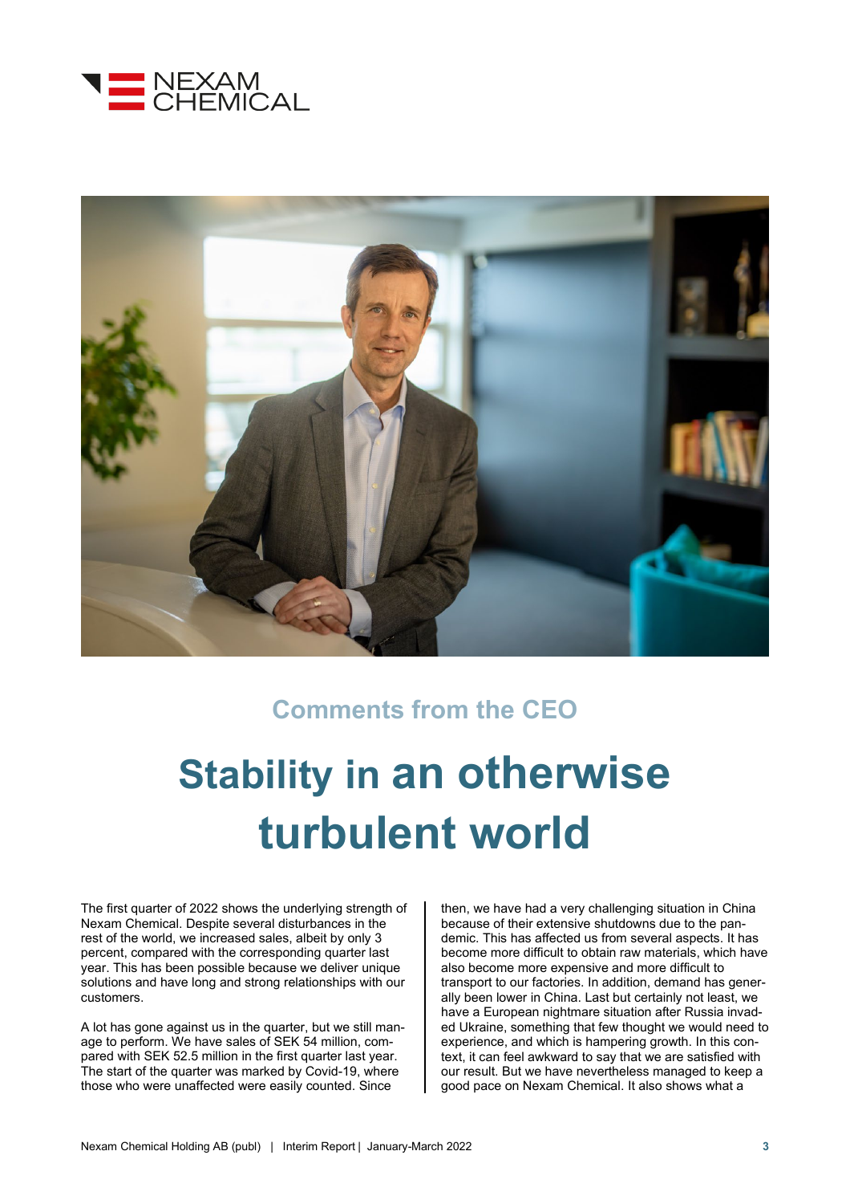## Comments from the CEO

# Stability in an otherwise turbulent world

The first quarter of 2022 shows the underlying strength of Nexam Chemical. Despite several disturbances in the rest of the world, we increased sales, albeit by only 3 percent, compared with the corresponding quarter last year. This has been possible because we deliver unique solutions and have long and strong relationships with our customers.

A lot has gone against us in the quarter, but we still manage to perform. We have sales of SEK 54 million, compared with SEK 52.5 million in the first quarter last year. The start of the quarter was marked by Covid-19, where those who were unaffected were easily counted. Since then, we have had a very challenging situation in China because of their extensive shutdowns due to the pandemic. This has affected us from several aspects. It has become more difficult to obtain raw materials, which have also become more expensive and more difficult to transport to our factories. In addition, demand has generally been lower in China. Last but certainly not least, we have a European nightmare situation after Russia invaded Ukraine, something that few thought we would need to experience, and which is hampering growth. In this context, it can feel awkward to say that we are satisfied with our result. But we have nevertheless managed to keep a good pace on Nexam Chemical. It also shows what a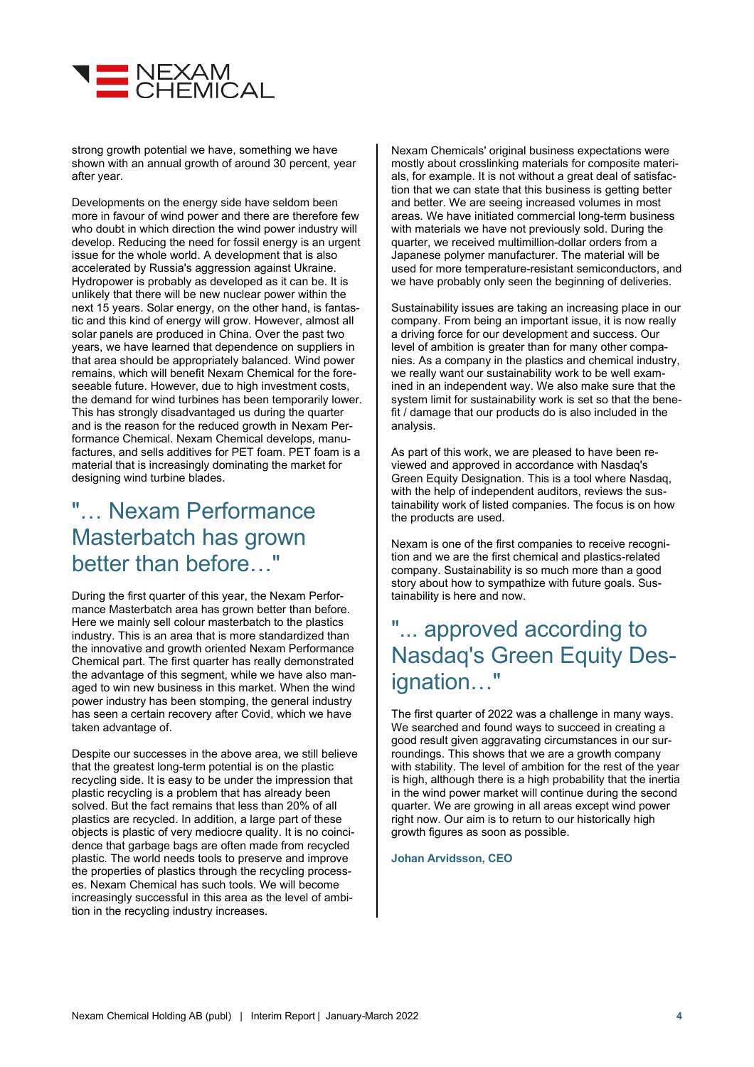strong growth potential we have, something we have shown with an annual growth of around 30 percent, year after year.

Developments on the energy side have seldom been more in favour of wind power and there are therefore few who doubt in which direction the wind power industry will develop. Reducing the need for fossil energy is an urgent issue for the whole world. A development that is also accelerated by Russia's aggression against Ukraine. Hydropower is probably as developed as it can be. It is unlikely that there will be new nuclear power within the next 15 years. Solar energy, on the other hand, is fantastic and this kind of energy will grow. However, almost all solar panels are produced in China. Over the past two years, we have learned that dependence on suppliers in that area should be appropriately balanced. Wind power remains, which will benefit Nexam Chemical for the foreseeable future. However, due to high investment costs, the demand for wind turbines has been temporarily lower. This has strongly disadvantaged us during the quarter and is the reason for the reduced growth in Nexam Performance Chemical. Nexam Chemical develops, manufactures, and sells additives for PET foam. PET foam is a material that is increasingly dominating the market for designing wind turbine blades.

## "… Nexam Performance Masterbatch has grown better than before…"

During the first quarter of this year, the Nexam Performance Masterbatch area has grown better than before. Here we mainly sell colour masterbatch to the plastics industry. This is an area that is more standardized than the innovative and growth oriented Nexam Performance Chemical part. The first quarter has really demonstrated the advantage of this segment, while we have also managed to win new business in this market. When the wind power industry has been stomping, the general industry has seen a certain recovery after Covid, which we have taken advantage of.

Despite our successes in the above area, we still believe that the greatest long-term potential is on the plastic recycling side. It is easy to be under the impression that plastic recycling is a problem that has already been solved. But the fact remains that less than 20% of all plastics are recycled. In addition, a large part of these objects is plastic of very mediocre quality. It is no coincidence that garbage bags are often made from recycled plastic. The world needs tools to preserve and improve the properties of plastics through the recycling processes. Nexam Chemical has such tools. We will become increasingly successful in this area as the level of ambition in the recycling industry increases.

Nexam Chemicals' original business expectations were mostly about crosslinking materials for composite materials, for example. It is not without a great deal of satisfaction that we can state that this business is getting better and better. We are seeing increased volumes in most areas. We have initiated commercial long-term business with materials we have not previously sold. During the quarter, we received multimillion-dollar orders from a Japanese polymer manufacturer. The material will be used for more temperature-resistant semiconductors, and we have probably only seen the beginning of deliveries.

Sustainability issues are taking an increasing place in our company. From being an important issue, it is now really a driving force for our development and success. Our level of ambition is greater than for many other companies. As a company in the plastics and chemical industry, we really want our sustainability work to be well examined in an independent way. We also make sure that the system limit for sustainability work is set so that the benefit / damage that our products do is also included in the analysis.

As part of this work, we are pleased to have been reviewed and approved in accordance with Nasdaq's Green Equity Designation. This is a tool where Nasdaq, with the help of independent auditors, reviews the sustainability work of listed companies. The focus is on how the products are used.

Nexam is one of the first companies to receive recognition and we are the first chemical and plastics-related company. Sustainability is so much more than a good story about how to sympathize with future goals. Sustainability is here and now.

## "... approved according to Nasdaq's Green Equity Designation…"

The first quarter of 2022 was a challenge in many ways. We searched and found ways to succeed in creating a good result given aggravating circumstances in our surroundings. This shows that we are a growth company with stability. The level of ambition for the rest of the year is high, although there is a high probability that the inertia in the wind power market will continue during the second quarter. We are growing in all areas except wind power right now. Our aim is to return to our historically high growth figures as soon as possible.

**Johan Arvidsson, CEO**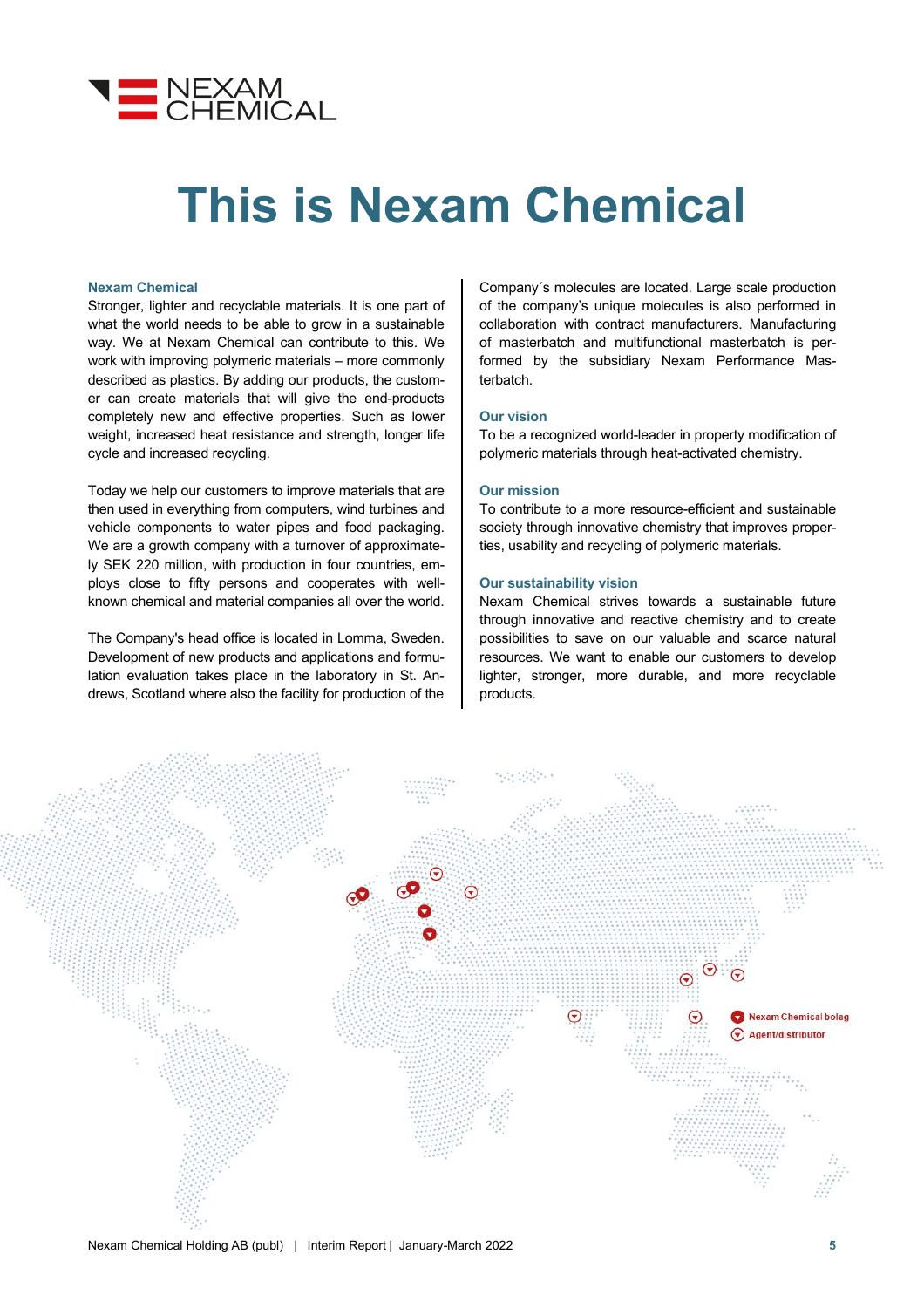# This is Nexam Chemical

### Nexam Chemical

Stronger, lighter and recyclable materials. It is one part of what the world needs to be able to grow in a sustainable way. We at Nexam Chemical can contribute to this. We work with improving polymeric materials – more commonly described as plastics. By adding our products, the customer can create materials that will give the end-products completely new and effective properties. Such as lower weight, increased heat resistance and strength, longer life cycle and increased recycling.

Today we help our customers to improve materials that are then used in everything from computers, wind turbines and vehicle components to water pipes and food packaging. We are a growth company with a turnover of approximately SEK 220 million, with production in four countries, employs close to fifty persons and cooperates with well-known chemical and material companies all over the world.

The Company's head office is located in Lomma, Sweden. Development of new products and applications and formulation evaluation takes place in the laboratory in St. Andrews, Scotland where also the facility for production of the Company´s molecules are located. Large scale production of the company's unique molecules is also performed in collaboration with contract manufacturers. Manufacturing of masterbatch and multifunctional masterbatch is performed by the subsidiary Nexam Performance Masterbatch.

### Our vision

To be a recognized world-leader in property modification of polymeric materials through heat-activated chemistry.

### Our mission

To contribute to a more resource-efficient and sustainable society through innovative chemistry that improves properties, usability and recycling of polymeric materials.

### Our sustainability vision

Nexam Chemical strives towards a sustainable future through innovative and reactive chemistry and to create possibilities to save on our valuable and scarce natural resources. We want to enable our customers to develop lighter, stronger, more durable, and more recyclable products.

Nexam Chemical bolag

Agent/distributor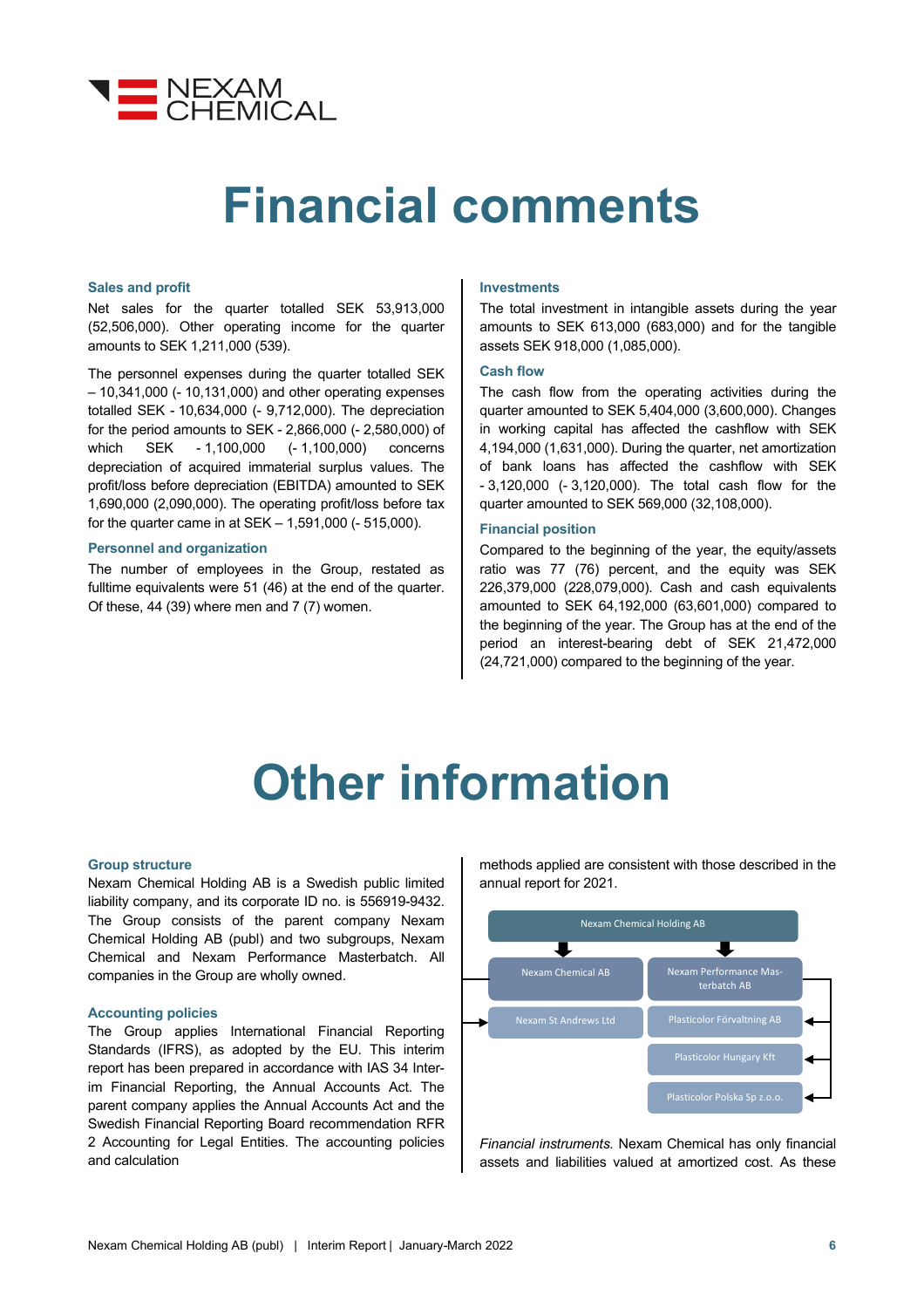# Financial comments

### Sales and profit

Net sales for the quarter totalled SEK 53,913,000 (52,506,000). Other operating income for the quarter amounts to SEK 1,211,000 (539).

The personnel expenses during the quarter totalled SEK – 10,341,000 (- 10,131,000) and other operating expenses totalled SEK - 10,634,000 (- 9,712,000). The depreciation for the period amounts to SEK - 2,866,000 (- 2,580,000) of which SEK - 1,100,000 (- 1,100,000) concerns depreciation of acquired immaterial surplus values. The profit/loss before depreciation (EBITDA) amounted to SEK 1,690,000 (2,090,000). The operating profit/loss before tax for the quarter came in at SEK – 1,591,000 (- 515,000).

### Personnel and organization

The number of employees in the Group, restated as fulltime equivalents were 51 (46) at the end of the quarter. Of these, 44 (39) where men and 7 (7) women.

### Investments

The total investment in intangible assets during the year amounts to SEK 613,000 (683,000) and for the tangible assets SEK 918,000 (1,085,000).

### Cash flow

The cash flow from the operating activities during the quarter amounted to SEK 5,404,000 (3,600,000). Changes in working capital has affected the cashflow with SEK 4,194,000 (1,631,000). During the quarter, net amortization of bank loans has affected the cashflow with SEK - 3,120,000 (- 3,120,000). The total cash flow for the quarter amounted to SEK 569,000 (32,108,000).

### Financial position

Compared to the beginning of the year, the equity/assets ratio was 77 (76) percent, and the equity was SEK 226,379,000 (228,079,000). Cash and cash equivalents amounted to SEK 64,192,000 (63,601,000) compared to the beginning of the year. The Group has at the end of the period an interest-bearing debt of SEK 21,472,000 (24,721,000) compared to the beginning of the year.

# Other information

### Group structure

Nexam Chemical Holding AB is a Swedish public limited liability company, and its corporate ID no. is 556919-9432. The Group consists of the parent company Nexam Chemical Holding AB (publ) and two subgroups, Nexam Chemical and Nexam Performance Masterbatch. All companies in the Group are wholly owned.

### Accounting policies

The Group applies International Financial Reporting Standards (IFRS), as adopted by the EU. This interim report has been prepared in accordance with IAS 34 Interim Financial Reporting, the Annual Accounts Act. The parent company applies the Annual Accounts Act and the Swedish Financial Reporting Board recommendation RFR 2 Accounting for Legal Entities. The accounting policies and calculation methods applied are consistent with those described in the annual report for 2021.

- Nexam Chemical Holding AB
  - Nexam Chemical AB
    - Nexam St Andrews Ltd
  - Nexam Performance Masterbatch AB
    - Plasticolor Förvaltning AB
    - Plasticolor Hungary Kft
    - Plasticolor Polska Sp z.o.o.

*Financial instruments.* Nexam Chemical has only financial assets and liabilities valued at amortized cost. As these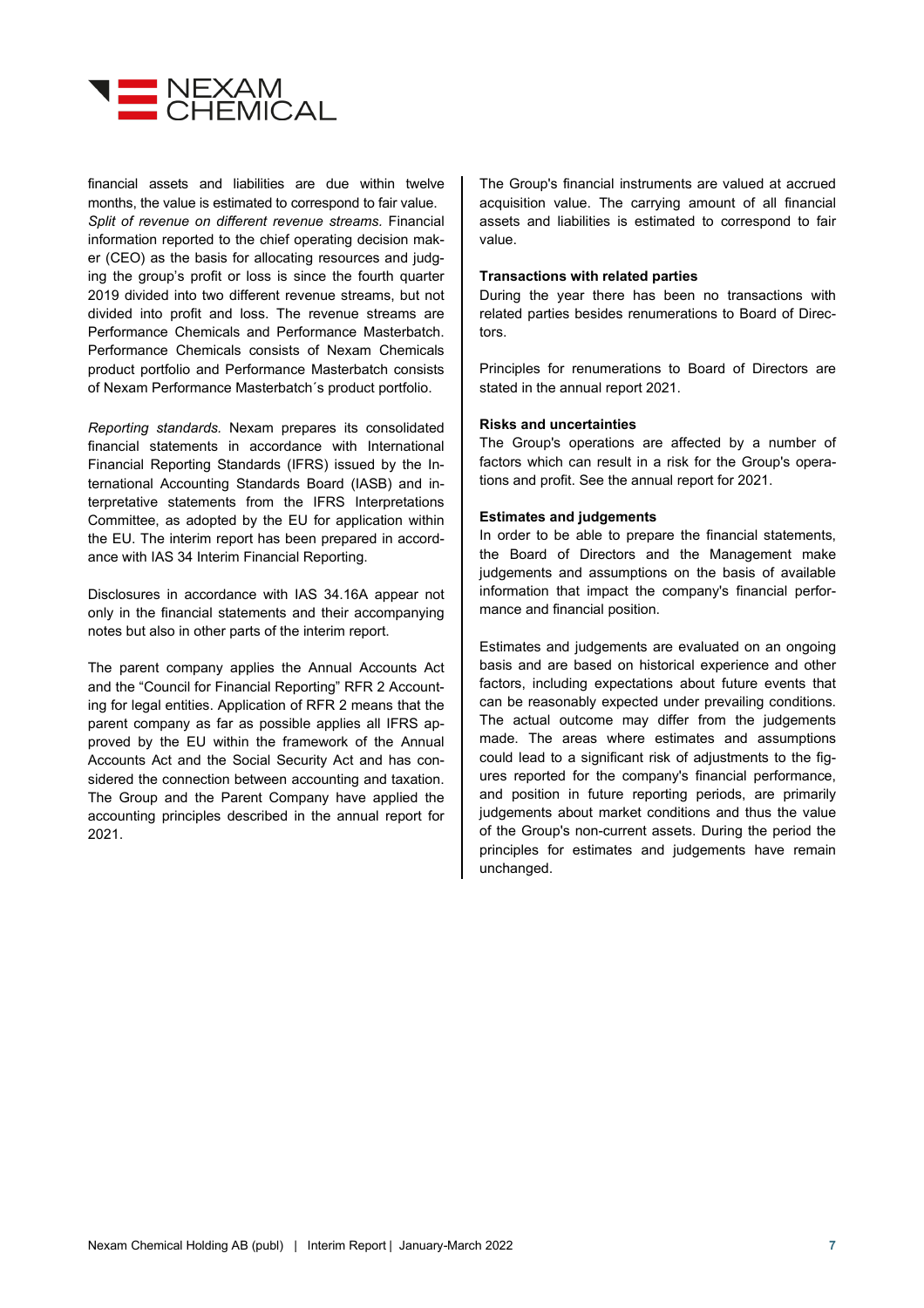financial assets and liabilities are due within twelve months, the value is estimated to correspond to fair value.

*Split of revenue on different revenue streams.* Financial information reported to the chief operating decision maker (CEO) as the basis for allocating resources and judging the group's profit or loss is since the fourth quarter 2019 divided into two different revenue streams, but not divided into profit and loss. The revenue streams are Performance Chemicals and Performance Masterbatch. Performance Chemicals consists of Nexam Chemicals product portfolio and Performance Masterbatch consists of Nexam Performance Masterbatch´s product portfolio.

*Reporting standards.* Nexam prepares its consolidated financial statements in accordance with International Financial Reporting Standards (IFRS) issued by the International Accounting Standards Board (IASB) and interpretative statements from the IFRS Interpretations Committee, as adopted by the EU for application within the EU. The interim report has been prepared in accordance with IAS 34 Interim Financial Reporting.

Disclosures in accordance with IAS 34.16A appear not only in the financial statements and their accompanying notes but also in other parts of the interim report.

The parent company applies the Annual Accounts Act and the "Council for Financial Reporting" RFR 2 Accounting for legal entities. Application of RFR 2 means that the parent company as far as possible applies all IFRS approved by the EU within the framework of the Annual Accounts Act and the Social Security Act and has considered the connection between accounting and taxation. The Group and the Parent Company have applied the accounting principles described in the annual report for 2021.

The Group's financial instruments are valued at accrued acquisition value. The carrying amount of all financial assets and liabilities is estimated to correspond to fair value.

**Transactions with related parties**

During the year there has been no transactions with related parties besides renumerations to Board of Directors.

Principles for renumerations to Board of Directors are stated in the annual report 2021.

**Risks and uncertainties**

The Group's operations are affected by a number of factors which can result in a risk for the Group's operations and profit. See the annual report for 2021.

**Estimates and judgements**

In order to be able to prepare the financial statements, the Board of Directors and the Management make judgements and assumptions on the basis of available information that impact the company's financial performance and financial position.

Estimates and judgements are evaluated on an ongoing basis and are based on historical experience and other factors, including expectations about future events that can be reasonably expected under prevailing conditions. The actual outcome may differ from the judgements made. The areas where estimates and assumptions could lead to a significant risk of adjustments to the figures reported for the company's financial performance, and position in future reporting periods, are primarily judgements about market conditions and thus the value of the Group's non-current assets. During the period the principles for estimates and judgements have remain unchanged.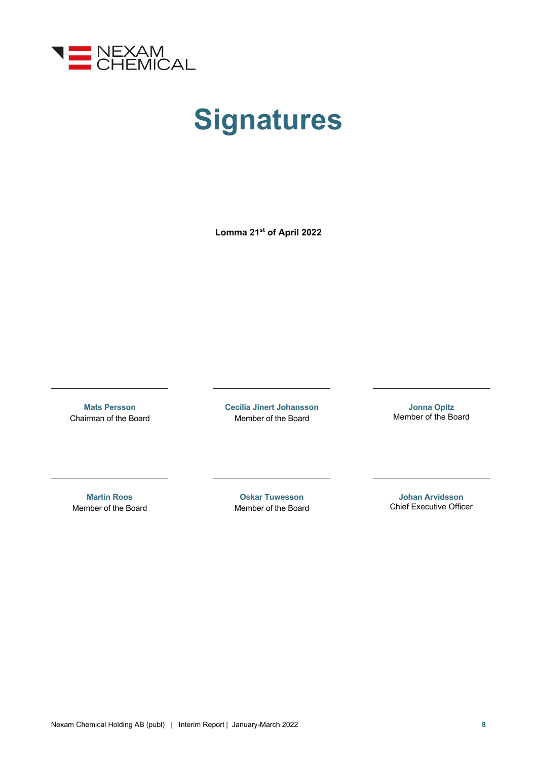# Signatures

**Lomma 21st of April 2022**

**Mats Persson**
Chairman of the Board

**Cecilia Jinert Johansson**
Member of the Board

**Jonna Opitz**
Member of the Board

**Martin Roos**
Member of the Board

**Oskar Tuwesson**
Member of the Board

**Johan Arvidsson**
Chief Executive Officer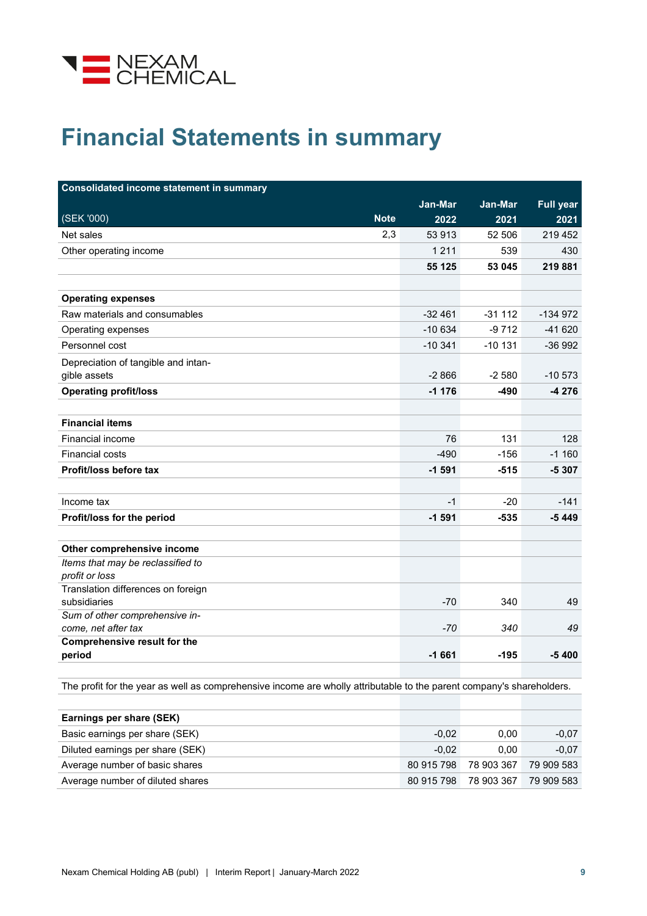# Financial Statements in summary

| Consolidated income statement in summary | | | | |
|---|---|---|---|---|
| (SEK '000) | Note | Jan-Mar 2022 | Jan-Mar 2021 | Full year 2021 |
| Net sales | 2,3 | 53 913 | 52 506 | 219 452 |
| Other operating income | | 1 211 | 539 | 430 |
| | | **55 125** | **53 045** | **219 881** |
| | | | | |
| **Operating expenses** | | | | |
| Raw materials and consumables | | -32 461 | -31 112 | -134 972 |
| Operating expenses | | -10 634 | -9 712 | -41 620 |
| Personnel cost | | -10 341 | -10 131 | -36 992 |
| Depreciation of tangible and intangible assets | | -2 866 | -2 580 | -10 573 |
| **Operating profit/loss** | | **-1 176** | **-490** | **-4 276** |
| | | | | |
| **Financial items** | | | | |
| Financial income | | 76 | 131 | 128 |
| Financial costs | | -490 | -156 | -1 160 |
| **Profit/loss before tax** | | **-1 591** | **-515** | **-5 307** |
| | | | | |
| Income tax | | -1 | -20 | -141 |
| **Profit/loss for the period** | | **-1 591** | **-535** | **-5 449** |
| | | | | |
| **Other comprehensive income** | | | | |
| *Items that may be reclassified to profit or loss* | | | | |
| Translation differences on foreign subsidiaries | | -70 | 340 | 49 |
| *Sum of other comprehensive income, net after tax* | | *-70* | *340* | *49* |
| **Comprehensive result for the period** | | **-1 661** | **-195** | **-5 400** |

The profit for the year as well as comprehensive income are wholly attributable to the parent company's shareholders.

| Earnings per share (SEK) | Jan-Mar 2022 | Jan-Mar 2021 | Full year 2021 |
|---|---|---|---|
| Basic earnings per share (SEK) | -0,02 | 0,00 | -0,07 |
| Diluted earnings per share (SEK) | -0,02 | 0,00 | -0,07 |
| Average number of basic shares | 80 915 798 | 78 903 367 | 79 909 583 |
| Average number of diluted shares | 80 915 798 | 78 903 367 | 79 909 583 |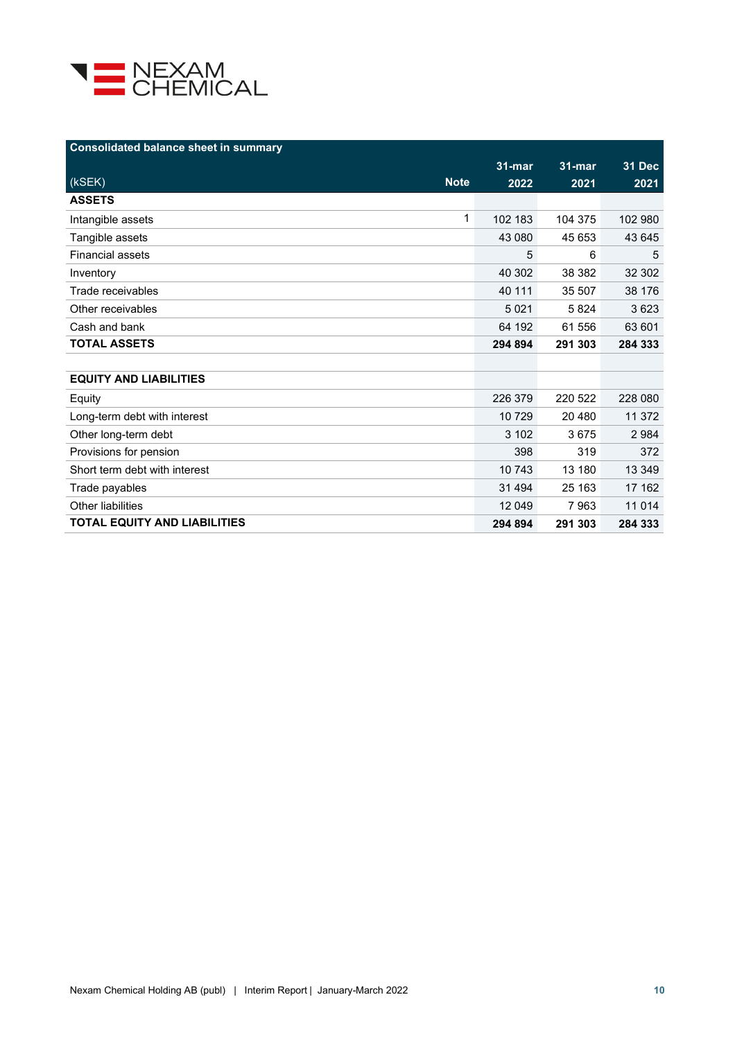## Consolidated balance sheet in summary

| (kSEK) | Note | 31-mar 2022 | 31-mar 2021 | 31 Dec 2021 |
|---|---|---|---|---|
| **ASSETS** | | | | |
| Intangible assets | 1 | 102 183 | 104 375 | 102 980 |
| Tangible assets | | 43 080 | 45 653 | 43 645 |
| Financial assets | | 5 | 6 | 5 |
| Inventory | | 40 302 | 38 382 | 32 302 |
| Trade receivables | | 40 111 | 35 507 | 38 176 |
| Other receivables | | 5 021 | 5 824 | 3 623 |
| Cash and bank | | 64 192 | 61 556 | 63 601 |
| **TOTAL ASSETS** | | **294 894** | **291 303** | **284 333** |
| | | | | |
| **EQUITY AND LIABILITIES** | | | | |
| Equity | | 226 379 | 220 522 | 228 080 |
| Long-term debt with interest | | 10 729 | 20 480 | 11 372 |
| Other long-term debt | | 3 102 | 3 675 | 2 984 |
| Provisions for pension | | 398 | 319 | 372 |
| Short term debt with interest | | 10 743 | 13 180 | 13 349 |
| Trade payables | | 31 494 | 25 163 | 17 162 |
| Other liabilities | | 12 049 | 7 963 | 11 014 |
| **TOTAL EQUITY AND LIABILITIES** | | **294 894** | **291 303** | **284 333** |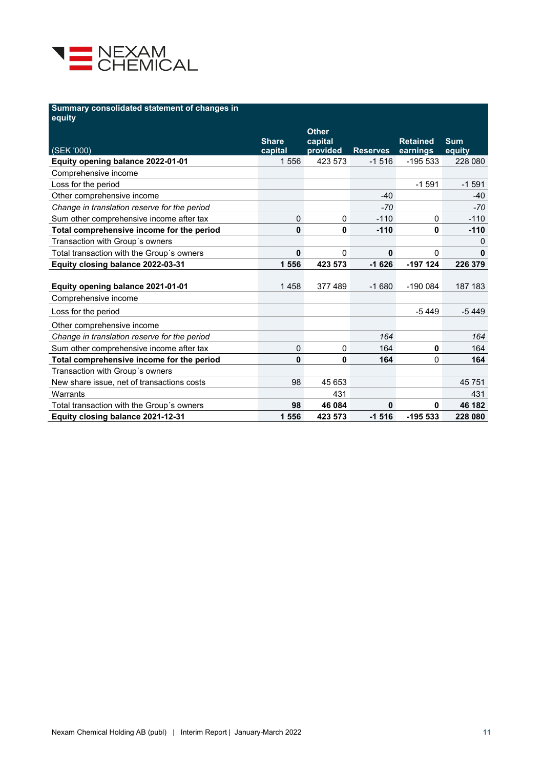## Summary consolidated statement of changes in equity

| (SEK '000) | Share capital | Other capital provided | Reserves | Retained earnings | Sum equity |
|---|---|---|---|---|---|
| **Equity opening balance 2022-01-01** | 1 556 | 423 573 | -1 516 | -195 533 | 228 080 |
| Comprehensive income | | | | | |
| Loss for the period | | | | -1 591 | -1 591 |
| Other comprehensive income | | | -40 | | -40 |
| *Change in translation reserve for the period* | | | *-70* | | *-70* |
| Sum other comprehensive income after tax | 0 | 0 | -110 | 0 | -110 |
| **Total comprehensive income for the period** | **0** | **0** | **-110** | **0** | **-110** |
| Transaction with Group´s owners | | | | | 0 |
| Total transaction with the Group´s owners | **0** | 0 | **0** | 0 | **0** |
| **Equity closing balance 2022-03-31** | **1 556** | **423 573** | **-1 626** | **-197 124** | **226 379** |
| | | | | | |
| **Equity opening balance 2021-01-01** | 1 458 | 377 489 | -1 680 | -190 084 | 187 183 |
| Comprehensive income | | | | | |
| Loss for the period | | | | -5 449 | -5 449 |
| Other comprehensive income | | | | | |
| *Change in translation reserve for the period* | | | *164* | | *164* |
| Sum other comprehensive income after tax | 0 | 0 | 164 | **0** | 164 |
| **Total comprehensive income for the period** | **0** | **0** | **164** | 0 | **164** |
| Transaction with Group´s owners | | | | | |
| New share issue, net of transactions costs | 98 | 45 653 | | | 45 751 |
| Warrants | | 431 | | | 431 |
| Total transaction with the Group´s owners | **98** | **46 084** | **0** | **0** | **46 182** |
| **Equity closing balance 2021-12-31** | **1 556** | **423 573** | **-1 516** | **-195 533** | **228 080** |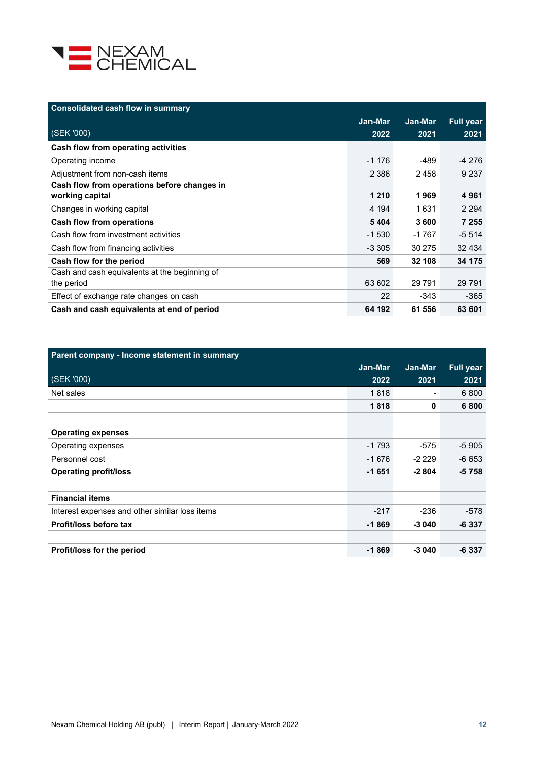| Consolidated cash flow in summary | | | |
|---|---|---|---|
| (SEK '000) | Jan-Mar 2022 | Jan-Mar 2021 | Full year 2021 |
| **Cash flow from operating activities** | | | |
| Operating income | -1 176 | -489 | -4 276 |
| Adjustment from non-cash items | 2 386 | 2 458 | 9 237 |
| **Cash flow from operations before changes in working capital** | **1 210** | **1 969** | **4 961** |
| Changes in working capital | 4 194 | 1 631 | 2 294 |
| **Cash flow from operations** | **5 404** | **3 600** | **7 255** |
| Cash flow from investment activities | -1 530 | -1 767 | -5 514 |
| Cash flow from financing activities | -3 305 | 30 275 | 32 434 |
| **Cash flow for the period** | **569** | **32 108** | **34 175** |
| Cash and cash equivalents at the beginning of the period | 63 602 | 29 791 | 29 791 |
| Effect of exchange rate changes on cash | 22 | -343 | -365 |
| **Cash and cash equivalents at end of period** | **64 192** | **61 556** | **63 601** |

| Parent company - Income statement in summary | | | |
|---|---|---|---|
| (SEK '000) | Jan-Mar 2022 | Jan-Mar 2021 | Full year 2021 |
| Net sales | 1 818 | - | 6 800 |
| | **1 818** | **0** | **6 800** |
| | | | |
| **Operating expenses** | | | |
| Operating expenses | -1 793 | -575 | -5 905 |
| Personnel cost | -1 676 | -2 229 | -6 653 |
| **Operating profit/loss** | **-1 651** | **-2 804** | **-5 758** |
| | | | |
| **Financial items** | | | |
| Interest expenses and other similar loss items | -217 | -236 | -578 |
| **Profit/loss before tax** | **-1 869** | **-3 040** | **-6 337** |
| | | | |
| **Profit/loss for the period** | **-1 869** | **-3 040** | **-6 337** |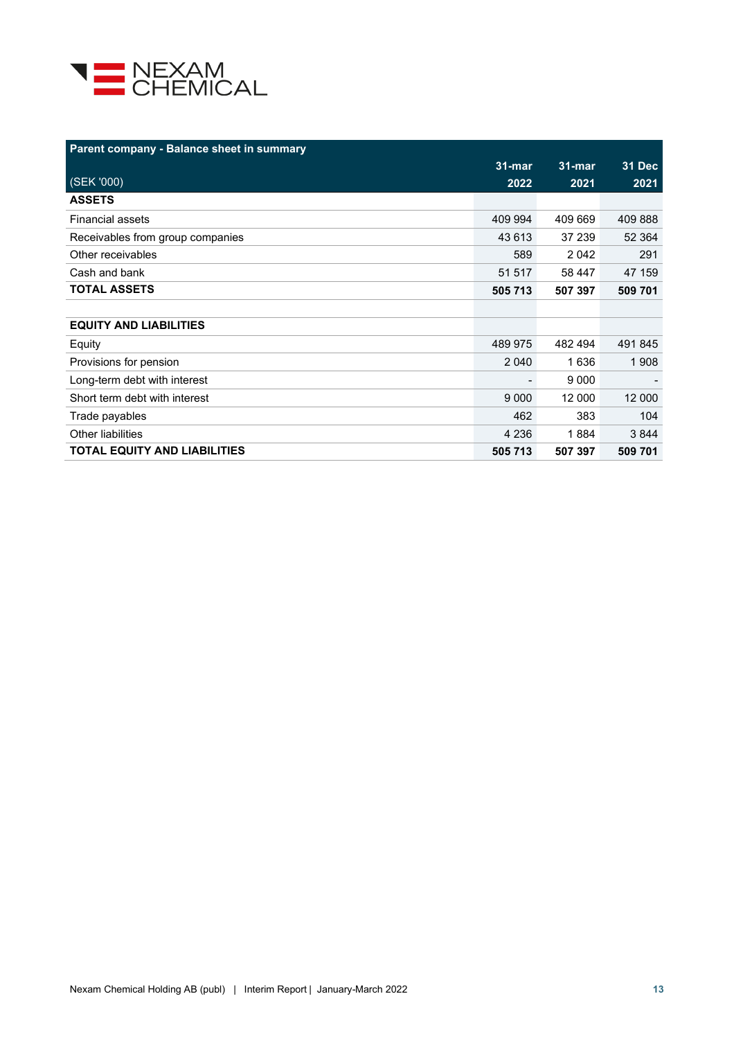| Parent company - Balance sheet in summary | | | |
|---|---|---|---|
| (SEK '000) | 31-mar 2022 | 31-mar 2021 | 31 Dec 2021 |
| **ASSETS** | | | |
| Financial assets | 409 994 | 409 669 | 409 888 |
| Receivables from group companies | 43 613 | 37 239 | 52 364 |
| Other receivables | 589 | 2 042 | 291 |
| Cash and bank | 51 517 | 58 447 | 47 159 |
| **TOTAL ASSETS** | **505 713** | **507 397** | **509 701** |
| | | | |
| **EQUITY AND LIABILITIES** | | | |
| Equity | 489 975 | 482 494 | 491 845 |
| Provisions for pension | 2 040 | 1 636 | 1 908 |
| Long-term debt with interest | - | 9 000 | - |
| Short term debt with interest | 9 000 | 12 000 | 12 000 |
| Trade payables | 462 | 383 | 104 |
| Other liabilities | 4 236 | 1 884 | 3 844 |
| **TOTAL EQUITY AND LIABILITIES** | **505 713** | **507 397** | **509 701** |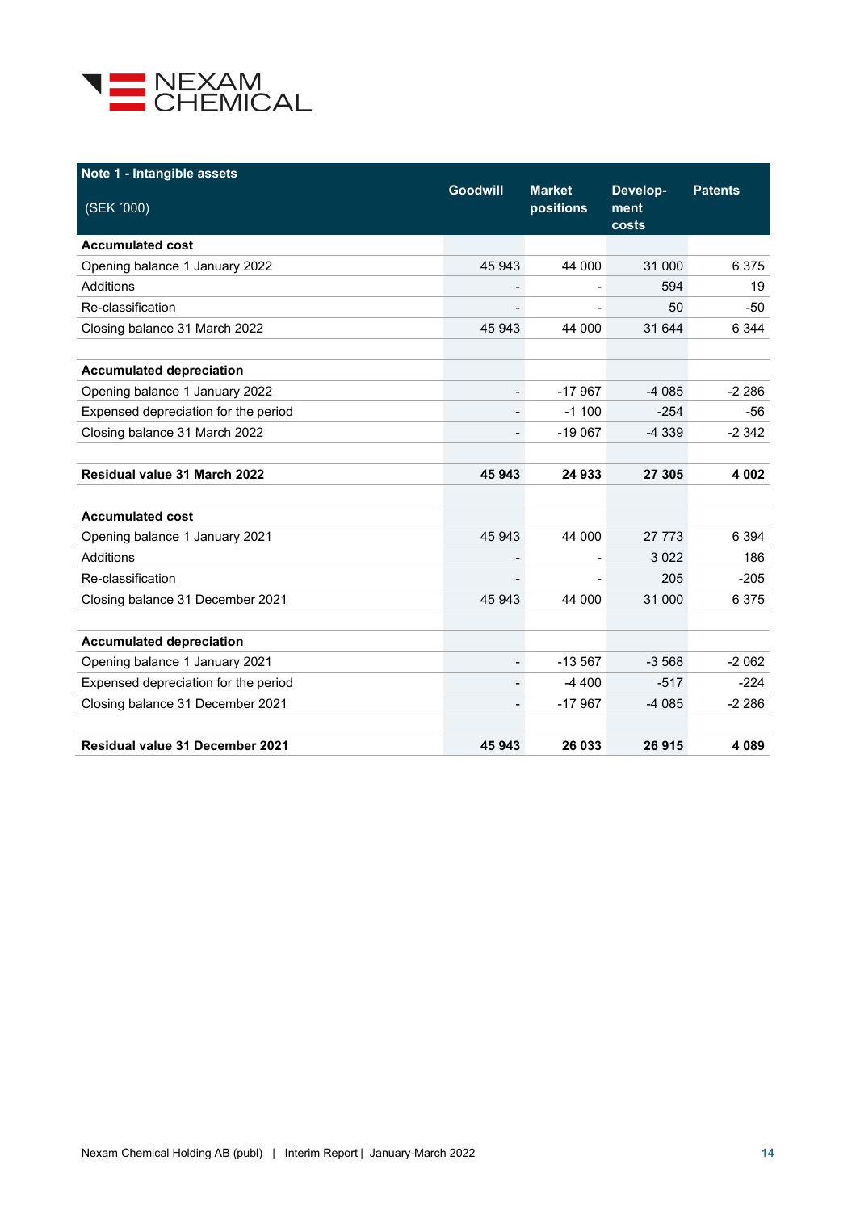| Note 1 - Intangible assets (SEK ´000) | Goodwill | Market positions | Develop-ment costs | Patents |
|---|---|---|---|---|
| **Accumulated cost** | | | | |
| Opening balance 1 January 2022 | 45 943 | 44 000 | 31 000 | 6 375 |
| Additions | - | - | 594 | 19 |
| Re-classification | - | - | 50 | -50 |
| Closing balance 31 March 2022 | 45 943 | 44 000 | 31 644 | 6 344 |
| | | | | |
| **Accumulated depreciation** | | | | |
| Opening balance 1 January 2022 | - | -17 967 | -4 085 | -2 286 |
| Expensed depreciation for the period | - | -1 100 | -254 | -56 |
| Closing balance 31 March 2022 | - | -19 067 | -4 339 | -2 342 |
| | | | | |
| **Residual value 31 March 2022** | **45 943** | **24 933** | **27 305** | **4 002** |
| | | | | |
| **Accumulated cost** | | | | |
| Opening balance 1 January 2021 | 45 943 | 44 000 | 27 773 | 6 394 |
| Additions | - | - | 3 022 | 186 |
| Re-classification | - | - | 205 | -205 |
| Closing balance 31 December 2021 | 45 943 | 44 000 | 31 000 | 6 375 |
| | | | | |
| **Accumulated depreciation** | | | | |
| Opening balance 1 January 2021 | - | -13 567 | -3 568 | -2 062 |
| Expensed depreciation for the period | - | -4 400 | -517 | -224 |
| Closing balance 31 December 2021 | - | -17 967 | -4 085 | -2 286 |
| | | | | |
| **Residual value 31 December 2021** | **45 943** | **26 033** | **26 915** | **4 089** |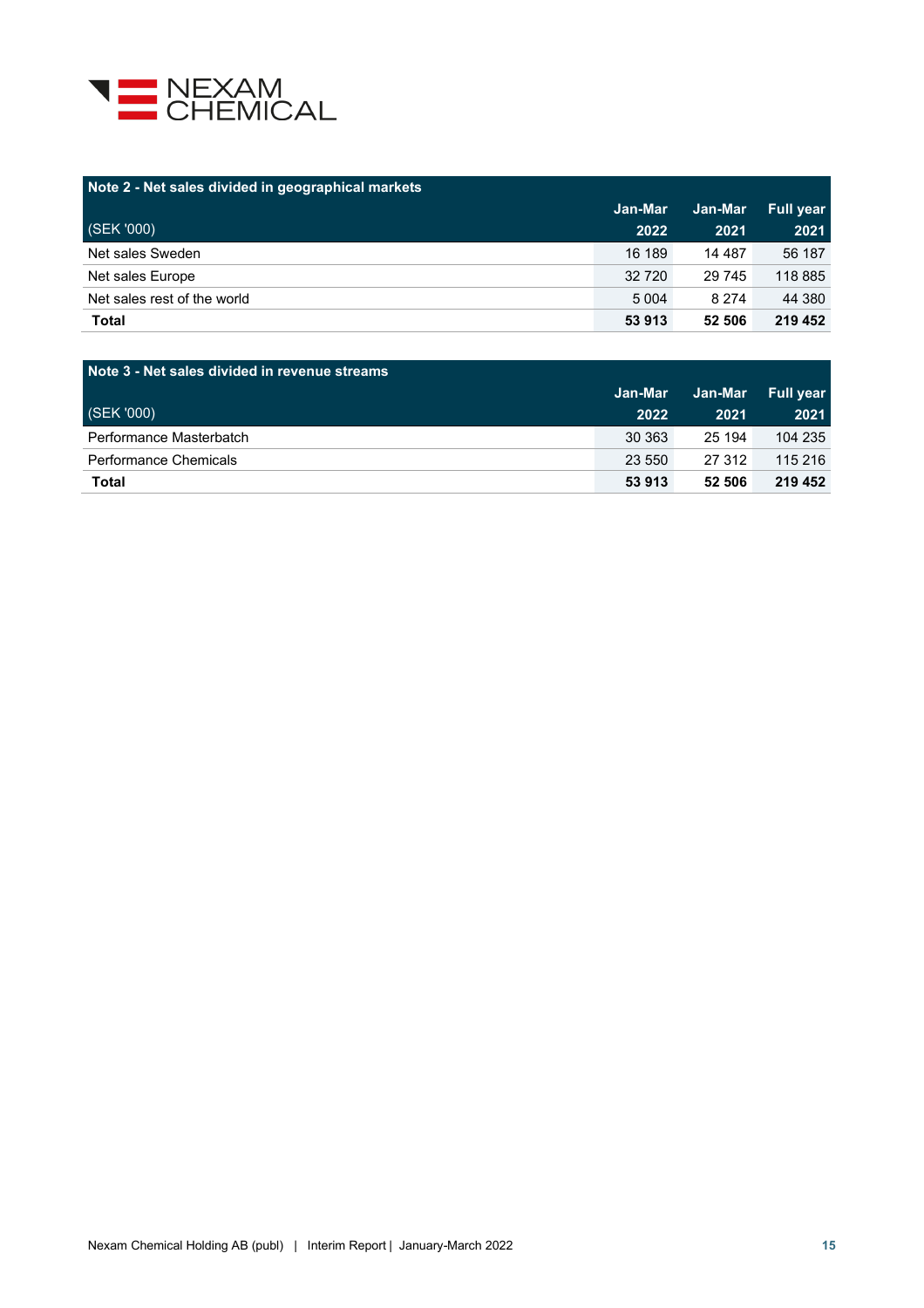### Note 2 - Net sales divided in geographical markets

| (SEK '000) | Jan-Mar 2022 | Jan-Mar 2021 | Full year 2021 |
|---|---|---|---|
| Net sales Sweden | 16 189 | 14 487 | 56 187 |
| Net sales Europe | 32 720 | 29 745 | 118 885 |
| Net sales rest of the world | 5 004 | 8 274 | 44 380 |
| **Total** | **53 913** | **52 506** | **219 452** |

### Note 3 - Net sales divided in revenue streams

| (SEK '000) | Jan-Mar 2022 | Jan-Mar 2021 | Full year 2021 |
|---|---|---|---|
| Performance Masterbatch | 30 363 | 25 194 | 104 235 |
| Performance Chemicals | 23 550 | 27 312 | 115 216 |
| **Total** | **53 913** | **52 506** | **219 452** |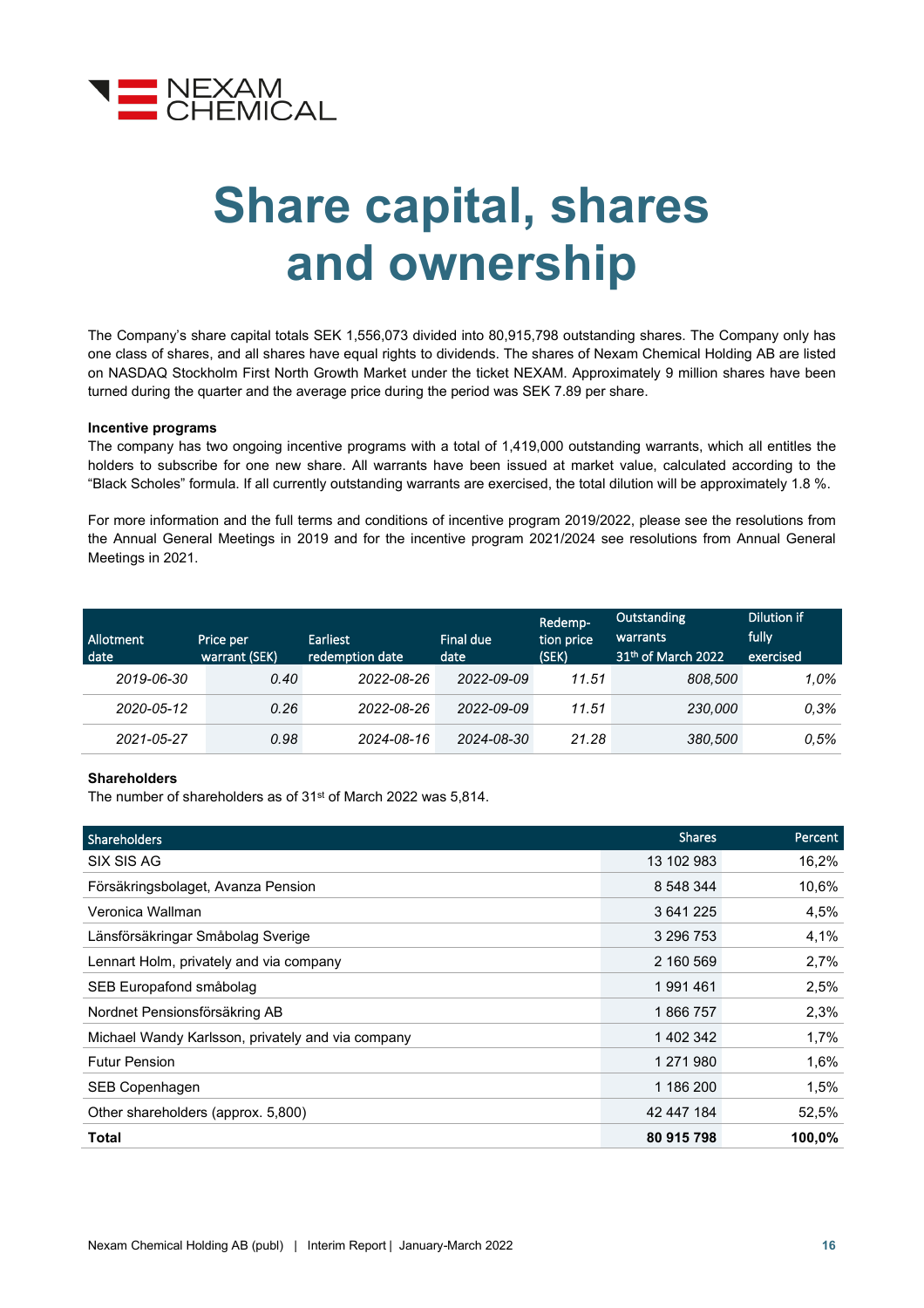# Share capital, shares and ownership

The Company's share capital totals SEK 1,556,073 divided into 80,915,798 outstanding shares. The Company only has one class of shares, and all shares have equal rights to dividends. The shares of Nexam Chemical Holding AB are listed on NASDAQ Stockholm First North Growth Market under the ticket NEXAM. Approximately 9 million shares have been turned during the quarter and the average price during the period was SEK 7.89 per share.

**Incentive programs**

The company has two ongoing incentive programs with a total of 1,419,000 outstanding warrants, which all entitles the holders to subscribe for one new share. All warrants have been issued at market value, calculated according to the "Black Scholes" formula. If all currently outstanding warrants are exercised, the total dilution will be approximately 1.8 %.

For more information and the full terms and conditions of incentive program 2019/2022, please see the resolutions from the Annual General Meetings in 2019 and for the incentive program 2021/2024 see resolutions from Annual General Meetings in 2021.

| Allotment date | Price per warrant (SEK) | Earliest redemption date | Final due date | Redemption price (SEK) | Outstanding warrants 31th of March 2022 | Dilution if fully exercised |
|---|---|---|---|---|---|---|
| *2019-06-30* | *0.40* | *2022-08-26* | *2022-09-09* | *11.51* | *808,500* | *1,0%* |
| *2020-05-12* | *0.26* | *2022-08-26* | *2022-09-09* | *11.51* | *230,000* | *0,3%* |
| *2021-05-27* | *0.98* | *2024-08-16* | *2024-08-30* | *21.28* | *380,500* | *0,5%* |

**Shareholders**

The number of shareholders as of 31st of March 2022 was 5,814.

| Shareholders | Shares | Percent |
|---|---|---|
| SIX SIS AG | 13 102 983 | 16,2% |
| Försäkringsbolaget, Avanza Pension | 8 548 344 | 10,6% |
| Veronica Wallman | 3 641 225 | 4,5% |
| Länsförsäkringar Småbolag Sverige | 3 296 753 | 4,1% |
| Lennart Holm, privately and via company | 2 160 569 | 2,7% |
| SEB Europafond småbolag | 1 991 461 | 2,5% |
| Nordnet Pensionsförsäkring AB | 1 866 757 | 2,3% |
| Michael Wandy Karlsson, privately and via company | 1 402 342 | 1,7% |
| Futur Pension | 1 271 980 | 1,6% |
| SEB Copenhagen | 1 186 200 | 1,5% |
| Other shareholders (approx. 5,800) | 42 447 184 | 52,5% |
| **Total** | **80 915 798** | **100,0%** |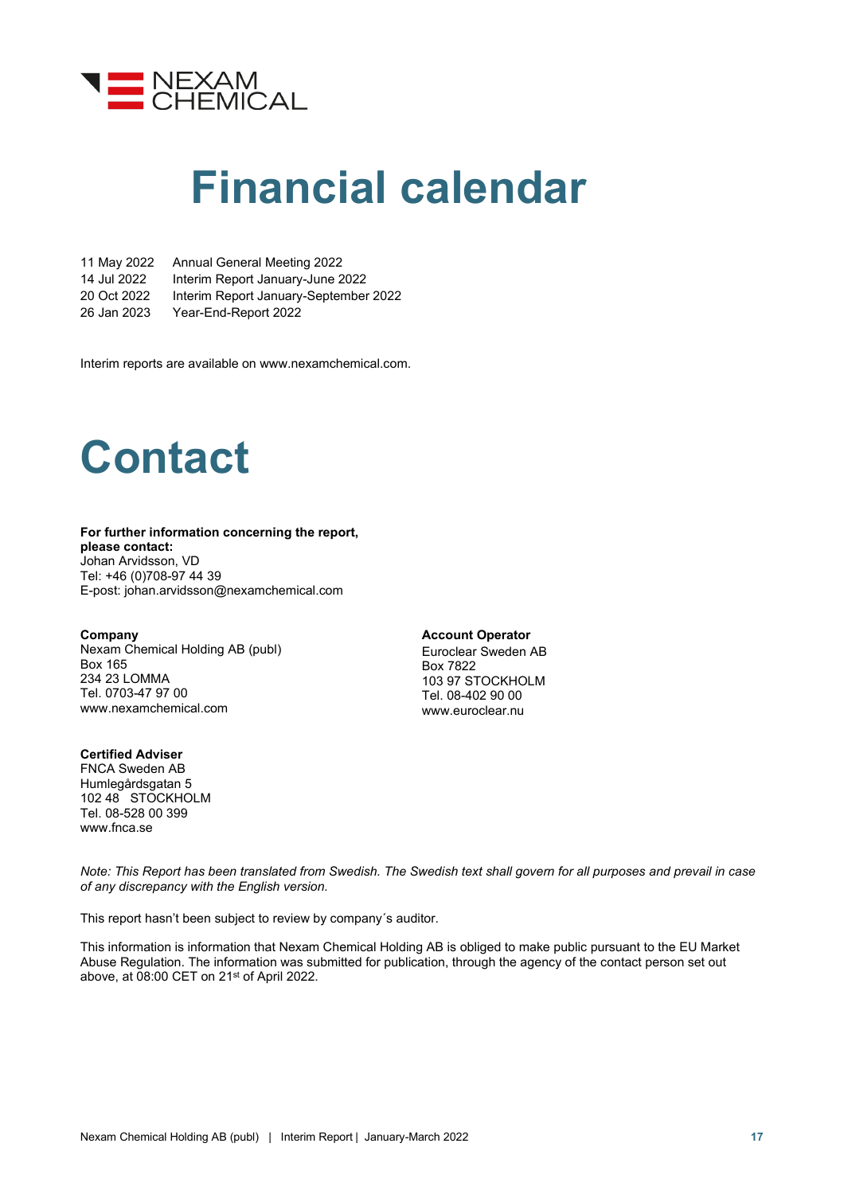# Financial calendar

| | |
|---|---|
| 11 May 2022 | Annual General Meeting 2022 |
| 14 Jul 2022 | Interim Report January-June 2022 |
| 20 Oct 2022 | Interim Report January-September 2022 |
| 26 Jan 2023 | Year-End-Report 2022 |

Interim reports are available on www.nexamchemical.com.

# Contact

**For further information concerning the report, please contact:**
Johan Arvidsson, VD
Tel: +46 (0)708-97 44 39
E-post: johan.arvidsson@nexamchemical.com

**Company**
Nexam Chemical Holding AB (publ)
Box 165
234 23 LOMMA
Tel. 0703-47 97 00
www.nexamchemical.com

**Account Operator**
Euroclear Sweden AB
Box 7822
103 97 STOCKHOLM
Tel. 08-402 90 00
www.euroclear.nu

**Certified Adviser**
FNCA Sweden AB
Humlegårdsgatan 5
102 48 STOCKHOLM
Tel. 08-528 00 399
www.fnca.se

*Note: This Report has been translated from Swedish. The Swedish text shall govern for all purposes and prevail in case of any discrepancy with the English version.*

This report hasn't been subject to review by company´s auditor.

This information is information that Nexam Chemical Holding AB is obliged to make public pursuant to the EU Market Abuse Regulation. The information was submitted for publication, through the agency of the contact person set out above, at 08:00 CET on 21st of April 2022.